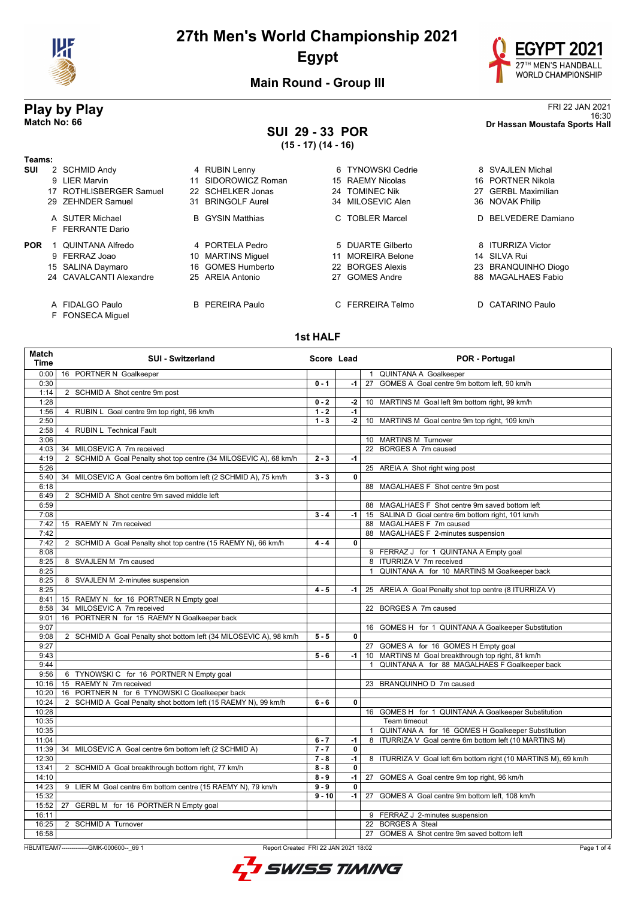# 27th Men's World Championship 2021

## Egypt

### Main Round - Group III

## Play by Play

**Match No: 66**

FRI 22 JAN 2021
16:30
**Dr Hassan Moustafa Sports Hall**

## SUI 29 - 33 POR

**(15 - 17) (14 - 16)**

**Teams:**

**SUI**
- 2 SCHMID Andy
- 4 RUBIN Lenny
- 6 TYNOWSKI Cedrie
- 8 SVAJLEN Michal
- 9 LIER Marvin
- 11 SIDOROWICZ Roman
- 15 RAEMY Nicolas
- 16 PORTNER Nikola
- 17 ROTHLISBERGER Samuel
- 22 SCHELKER Jonas
- 24 TOMINEC Nik
- 27 GERBL Maximilian
- 29 ZEHNDER Samuel
- 31 BRINGOLF Aurel
- 34 MILOSEVIC Alen
- 36 NOVAK Philip
- A SUTER Michael
- B GYSIN Matthias
- C TOBLER Marcel
- D BELVEDERE Damiano
- F FERRANTE Dario

**POR**
- 1 QUINTANA Alfredo
- 4 PORTELA Pedro
- 5 DUARTE Gilberto
- 8 ITURRIZA Victor
- 9 FERRAZ Joao
- 10 MARTINS Miguel
- 11 MOREIRA Belone
- 14 SILVA Rui
- 15 SALINA Daymaro
- 16 GOMES Humberto
- 22 BORGES Alexis
- 23 BRANQUINHO Diogo
- 24 CAVALCANTI Alexandre
- 25 AREIA Antonio
- 27 GOMES Andre
- 88 MAGALHAES Fabio
- A FIDALGO Paulo
- B PEREIRA Paulo
- C FERREIRA Telmo
- D CATARINO Paulo
- F FONSECA Miguel

### 1st HALF

| Match Time | SUI - Switzerland | Score | Lead | POR - Portugal |
|---|---|---|---|---|
| 0:00 | 16 PORTNER N Goalkeeper | | | 1 QUINTANA A Goalkeeper |
| 0:30 | | 0 - 1 | -1 | 27 GOMES A Goal centre 9m bottom left, 90 km/h |
| 1:14 | 2 SCHMID A Shot centre 9m post | | | |
| 1:28 | | 0 - 2 | -2 | 10 MARTINS M Goal left 9m bottom right, 99 km/h |
| 1:56 | 4 RUBIN L Goal centre 9m top right, 96 km/h | 1 - 2 | -1 | |
| 2:50 | | 1 - 3 | -2 | 10 MARTINS M Goal centre 9m top right, 109 km/h |
| 2:58 | 4 RUBIN L Technical Fault | | | |
| 3:06 | | | | 10 MARTINS M Turnover |
| 4:03 | 34 MILOSEVIC A 7m received | | | 22 BORGES A 7m caused |
| 4:19 | 2 SCHMID A Goal Penalty shot top centre (34 MILOSEVIC A), 68 km/h | 2 - 3 | -1 | |
| 5:26 | | | | 25 AREIA A Shot right wing post |
| 5:40 | 34 MILOSEVIC A Goal centre 6m bottom left (2 SCHMID A), 75 km/h | 3 - 3 | 0 | |
| 6:18 | | | | 88 MAGALHAES F Shot centre 9m post |
| 6:49 | 2 SCHMID A Shot centre 9m saved middle left | | | |
| 6:59 | | | | 88 MAGALHAES F Shot centre 9m saved bottom left |
| 7:08 | | 3 - 4 | -1 | 15 SALINA D Goal centre 6m bottom right, 101 km/h |
| 7:42 | 15 RAEMY N 7m received | | | 88 MAGALHAES F 7m caused |
| 7:42 | | | | 88 MAGALHAES F 2-minutes suspension |
| 7:42 | 2 SCHMID A Goal Penalty shot top centre (15 RAEMY N), 66 km/h | 4 - 4 | 0 | |
| 8:08 | | | | 9 FERRAZ J for 1 QUINTANA A Empty goal |
| 8:25 | 8 SVAJLEN M 7m caused | | | 8 ITURRIZA V 7m received |
| 8:25 | | | | 1 QUINTANA A for 10 MARTINS M Goalkeeper back |
| 8:25 | 8 SVAJLEN M 2-minutes suspension | | | |
| 8:25 | | 4 - 5 | -1 | 25 AREIA A Goal Penalty shot top centre (8 ITURRIZA V) |
| 8:41 | 15 RAEMY N for 16 PORTNER N Empty goal | | | |
| 8:58 | 34 MILOSEVIC A 7m received | | | 22 BORGES A 7m caused |
| 9:01 | 16 PORTNER N for 15 RAEMY N Goalkeeper back | | | |
| 9:07 | | | | 16 GOMES H for 1 QUINTANA A Goalkeeper Substitution |
| 9:08 | 2 SCHMID A Goal Penalty shot bottom left (34 MILOSEVIC A), 98 km/h | 5 - 5 | 0 | |
| 9:27 | | | | 27 GOMES A for 16 GOMES H Empty goal |
| 9:43 | | 5 - 6 | -1 | 10 MARTINS M Goal breakthrough top right, 81 km/h |
| 9:44 | | | | 1 QUINTANA A for 88 MAGALHAES F Goalkeeper back |
| 9:56 | 6 TYNOWSKI C for 16 PORTNER N Empty goal | | | |
| 10:16 | 15 RAEMY N 7m received | | | 23 BRANQUINHO D 7m caused |
| 10:20 | 16 PORTNER N for 6 TYNOWSKI C Goalkeeper back | | | |
| 10:24 | 2 SCHMID A Goal Penalty shot bottom left (15 RAEMY N), 99 km/h | 6 - 6 | 0 | |
| 10:28 | | | | 16 GOMES H for 1 QUINTANA A Goalkeeper Substitution |
| 10:35 | | | | Team timeout |
| 10:35 | | | | 1 QUINTANA A for 16 GOMES H Goalkeeper Substitution |
| 11:04 | | 6 - 7 | -1 | 8 ITURRIZA V Goal centre 6m bottom left (10 MARTINS M) |
| 11:39 | 34 MILOSEVIC A Goal centre 6m bottom left (2 SCHMID A) | 7 - 7 | 0 | |
| 12:30 | | 7 - 8 | -1 | 8 ITURRIZA V Goal left 6m bottom right (10 MARTINS M), 69 km/h |
| 13:41 | 2 SCHMID A Goal breakthrough bottom right, 77 km/h | 8 - 8 | 0 | |
| 14:10 | | 8 - 9 | -1 | 27 GOMES A Goal centre 9m top right, 96 km/h |
| 14:23 | 9 LIER M Goal centre 6m bottom centre (15 RAEMY N), 79 km/h | 9 - 9 | 0 | |
| 15:32 | | 9 - 10 | -1 | 27 GOMES A Goal centre 9m bottom left, 108 km/h |
| 15:52 | 27 GERBL M for 16 PORTNER N Empty goal | | | |
| 16:11 | | | | 9 FERRAZ J 2-minutes suspension |
| 16:25 | 2 SCHMID A Turnover | | | 22 BORGES A Steal |
| 16:58 | | | | 27 GOMES A Shot centre 9m saved bottom left |

HBLMTEAM7-------------GMK-000600--_69 1 Report Created FRI 22 JAN 2021 18:02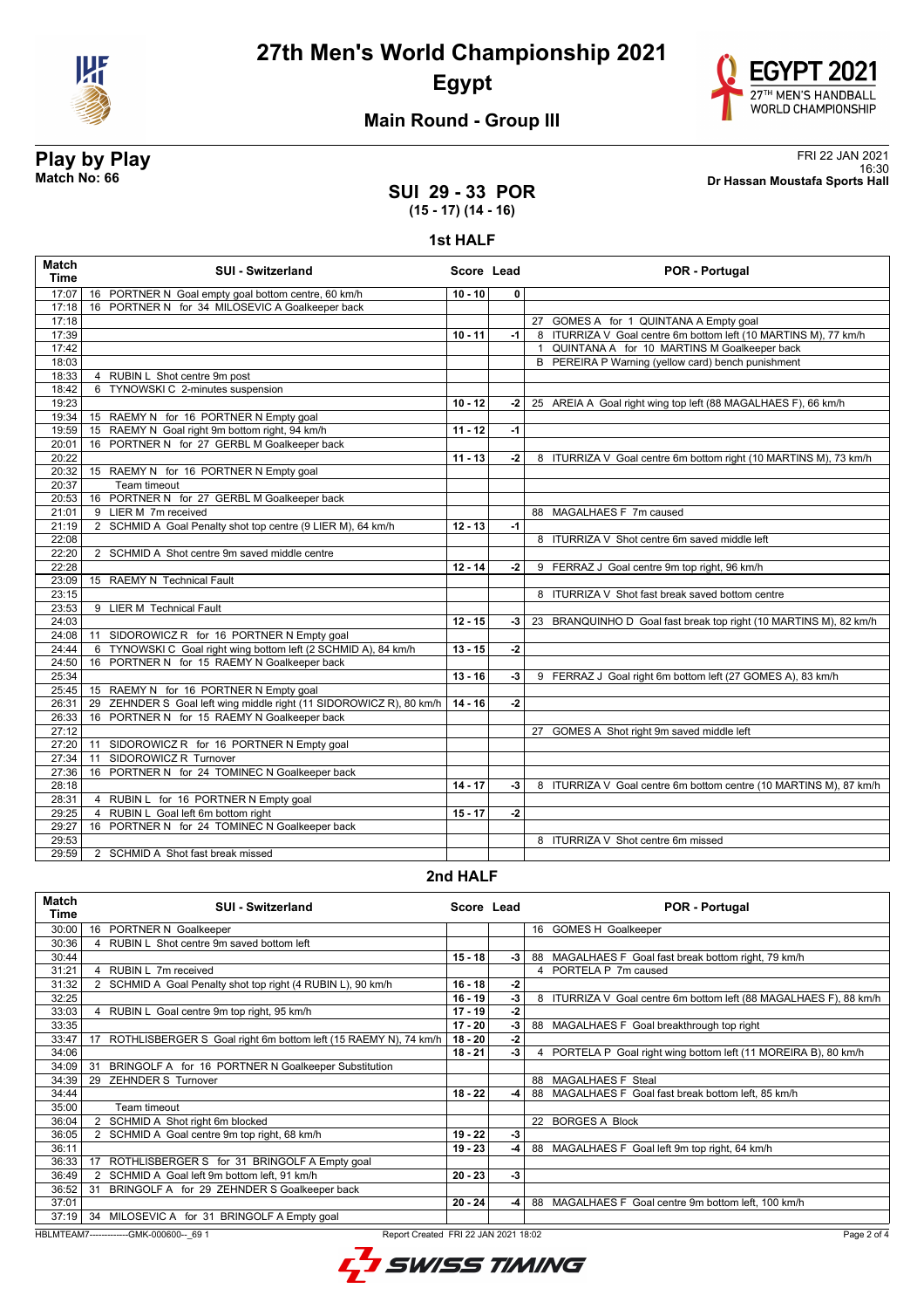# 27th Men's World Championship 2021

**Egypt**

## Main Round - Group III

**Play by Play**
**Match No: 66**

FRI 22 JAN 2021
16:30
**Dr Hassan Moustafa Sports Hall**

### SUI 29 - 33 POR
**(15 - 17) (14 - 16)**

### 1st HALF

| Match Time | SUI - Switzerland | Score | Lead | POR - Portugal |
|---|---|---|---|---|
| 17:07 | 16 PORTNER N Goal empty goal bottom centre, 60 km/h | 10 - 10 | 0 | |
| 17:18 | 16 PORTNER N for 34 MILOSEVIC A Goalkeeper back | | | |
| 17:18 | | | | 27 GOMES A for 1 QUINTANA A Empty goal |
| 17:39 | | 10 - 11 | -1 | 8 ITURRIZA V Goal centre 6m bottom left (10 MARTINS M), 77 km/h |
| 17:42 | | | | 1 QUINTANA A for 10 MARTINS M Goalkeeper back |
| 18:03 | | | | B PEREIRA P Warning (yellow card) bench punishment |
| 18:33 | 4 RUBIN L Shot centre 9m post | | | |
| 18:42 | 6 TYNOWSKI C 2-minutes suspension | | | |
| 19:23 | | 10 - 12 | -2 | 25 AREIA A Goal right wing top left (88 MAGALHAES F), 66 km/h |
| 19:34 | 15 RAEMY N for 16 PORTNER N Empty goal | | | |
| 19:59 | 15 RAEMY N Goal right 9m bottom right, 94 km/h | 11 - 12 | -1 | |
| 20:01 | 16 PORTNER N for 27 GERBL M Goalkeeper back | | | |
| 20:22 | | 11 - 13 | -2 | 8 ITURRIZA V Goal centre 6m bottom right (10 MARTINS M), 73 km/h |
| 20:32 | 15 RAEMY N for 16 PORTNER N Empty goal | | | |
| 20:37 | Team timeout | | | |
| 20:53 | 16 PORTNER N for 27 GERBL M Goalkeeper back | | | |
| 21:01 | 9 LIER M 7m received | | | 88 MAGALHAES F 7m caused |
| 21:19 | 2 SCHMID A Goal Penalty shot top centre (9 LIER M), 64 km/h | 12 - 13 | -1 | |
| 22:08 | | | | 8 ITURRIZA V Shot centre 6m saved middle left |
| 22:20 | 2 SCHMID A Shot centre 9m saved middle centre | | | |
| 22:28 | | 12 - 14 | -2 | 9 FERRAZ J Goal centre 9m top right, 96 km/h |
| 23:09 | 15 RAEMY N Technical Fault | | | |
| 23:15 | | | | 8 ITURRIZA V Shot fast break saved bottom centre |
| 23:53 | 9 LIER M Technical Fault | | | |
| 24:03 | | 12 - 15 | -3 | 23 BRANQUINHO D Goal fast break top right (10 MARTINS M), 82 km/h |
| 24:08 | 11 SIDOROWICZ R for 16 PORTNER N Empty goal | | | |
| 24:44 | 6 TYNOWSKI C Goal right wing bottom left (2 SCHMID A), 84 km/h | 13 - 15 | -2 | |
| 24:50 | 16 PORTNER N for 15 RAEMY N Goalkeeper back | | | |
| 25:34 | | 13 - 16 | -3 | 9 FERRAZ J Goal right 6m bottom left (27 GOMES A), 83 km/h |
| 25:45 | 15 RAEMY N for 16 PORTNER N Empty goal | | | |
| 26:31 | 29 ZEHNDER S Goal left wing middle right (11 SIDOROWICZ R), 80 km/h | 14 - 16 | -2 | |
| 26:33 | 16 PORTNER N for 15 RAEMY N Goalkeeper back | | | |
| 27:12 | | | | 27 GOMES A Shot right 9m saved middle left |
| 27:20 | 11 SIDOROWICZ R for 16 PORTNER N Empty goal | | | |
| 27:34 | 11 SIDOROWICZ R Turnover | | | |
| 27:36 | 16 PORTNER N for 24 TOMINEC N Goalkeeper back | | | |
| 28:18 | | 14 - 17 | -3 | 8 ITURRIZA V Goal centre 6m bottom centre (10 MARTINS M), 87 km/h |
| 28:31 | 4 RUBIN L for 16 PORTNER N Empty goal | | | |
| 29:25 | 4 RUBIN L Goal left 6m bottom right | 15 - 17 | -2 | |
| 29:27 | 16 PORTNER N for 24 TOMINEC N Goalkeeper back | | | |
| 29:53 | | | | 8 ITURRIZA V Shot centre 6m missed |
| 29:59 | 2 SCHMID A Shot fast break missed | | | |

### 2nd HALF

| Match Time | SUI - Switzerland | Score | Lead | POR - Portugal |
|---|---|---|---|---|
| 30:00 | 16 PORTNER N Goalkeeper | | | 16 GOMES H Goalkeeper |
| 30:36 | 4 RUBIN L Shot centre 9m saved bottom left | | | |
| 30:44 | | 15 - 18 | -3 | 88 MAGALHAES F Goal fast break bottom right, 79 km/h |
| 31:21 | 4 RUBIN L 7m received | | | 4 PORTELA P 7m caused |
| 31:32 | 2 SCHMID A Goal Penalty shot top right (4 RUBIN L), 90 km/h | 16 - 18 | -2 | |
| 32:25 | | 16 - 19 | -3 | 8 ITURRIZA V Goal centre 6m bottom left (88 MAGALHAES F), 88 km/h |
| 33:03 | 4 RUBIN L Goal centre 9m top right, 95 km/h | 17 - 19 | -2 | |
| 33:35 | | 17 - 20 | -3 | 88 MAGALHAES F Goal breakthrough top right |
| 33:47 | 17 ROTHLISBERGER S Goal right 6m bottom left (15 RAEMY N), 74 km/h | 18 - 20 | -2 | |
| 34:06 | | 18 - 21 | -3 | 4 PORTELA P Goal right wing bottom left (11 MOREIRA B), 80 km/h |
| 34:09 | 31 BRINGOLF A for 16 PORTNER N Goalkeeper Substitution | | | |
| 34:39 | 29 ZEHNDER S Turnover | | | 88 MAGALHAES F Steal |
| 34:44 | | 18 - 22 | -4 | 88 MAGALHAES F Goal fast break bottom left, 85 km/h |
| 35:00 | Team timeout | | | |
| 36:04 | 2 SCHMID A Shot right 6m blocked | | | 22 BORGES A Block |
| 36:05 | 2 SCHMID A Goal centre 9m top right, 68 km/h | 19 - 22 | -3 | |
| 36:11 | | 19 - 23 | -4 | 88 MAGALHAES F Goal left 9m top right, 64 km/h |
| 36:33 | 17 ROTHLISBERGER S for 31 BRINGOLF A Empty goal | | | |
| 36:49 | 2 SCHMID A Goal left 9m bottom left, 91 km/h | 20 - 23 | -3 | |
| 36:52 | 31 BRINGOLF A for 29 ZEHNDER S Goalkeeper back | | | |
| 37:01 | | 20 - 24 | -4 | 88 MAGALHAES F Goal centre 9m bottom left, 100 km/h |
| 37:19 | 34 MILOSEVIC A for 31 BRINGOLF A Empty goal | | | |

HBLMTEAM7-------------GMK-000600--_69 1 Report Created FRI 22 JAN 2021 18:02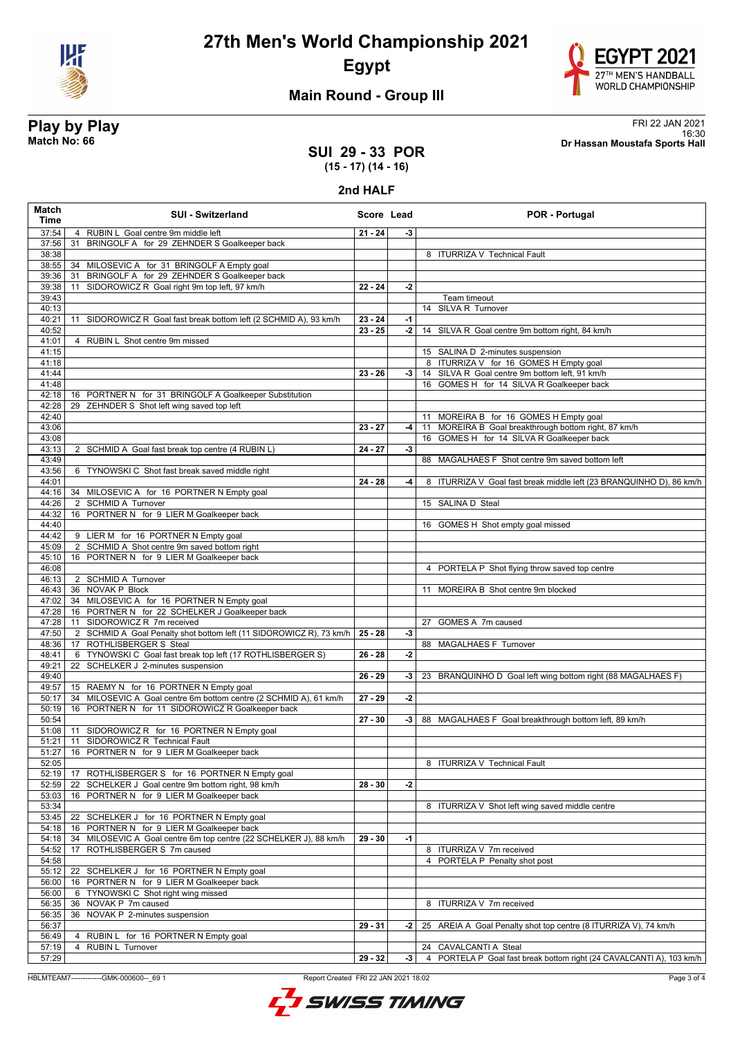# 27th Men's World Championship 2021

**Egypt**

## Main Round - Group III

**Play by Play**
**Match No: 66**

FRI 22 JAN 2021
16:30
**Dr Hassan Moustafa Sports Hall**

### SUI 29 - 33 POR
**(15 - 17) (14 - 16)**

### 2nd HALF

| Match Time | SUI - Switzerland | Score | Lead | POR - Portugal |
|---|---|---|---|---|
| 37:54 | 4 RUBIN L Goal centre 9m middle left | 21 - 24 | -3 | |
| 37:56 | 31 BRINGOLF A for 29 ZEHNDER S Goalkeeper back | | | |
| 38:38 | | | | 8 ITURRIZA V Technical Fault |
| 38:55 | 34 MILOSEVIC A for 31 BRINGOLF A Empty goal | | | |
| 39:36 | 31 BRINGOLF A for 29 ZEHNDER S Goalkeeper back | | | |
| 39:38 | 11 SIDOROWICZ R Goal right 9m top left, 97 km/h | 22 - 24 | -2 | |
| 39:43 | | | | Team timeout |
| 40:13 | | | | 14 SILVA R Turnover |
| 40:21 | 11 SIDOROWICZ R Goal fast break bottom left (2 SCHMID A), 93 km/h | 23 - 24 | -1 | |
| 40:52 | | 23 - 25 | -2 | 14 SILVA R Goal centre 9m bottom right, 84 km/h |
| 41:01 | 4 RUBIN L Shot centre 9m missed | | | |
| 41:15 | | | | 15 SALINA D 2-minutes suspension |
| 41:18 | | | | 8 ITURRIZA V for 16 GOMES H Empty goal |
| 41:44 | | 23 - 26 | -3 | 14 SILVA R Goal centre 9m bottom left, 91 km/h |
| 41:48 | | | | 16 GOMES H for 14 SILVA R Goalkeeper back |
| 42:18 | 16 PORTNER N for 31 BRINGOLF A Goalkeeper Substitution | | | |
| 42:28 | 29 ZEHNDER S Shot left wing saved top left | | | |
| 42:40 | | | | 11 MOREIRA B for 16 GOMES H Empty goal |
| 43:06 | | 23 - 27 | -4 | 11 MOREIRA B Goal breakthrough bottom right, 87 km/h |
| 43:08 | | | | 16 GOMES H for 14 SILVA R Goalkeeper back |
| 43:13 | 2 SCHMID A Goal fast break top centre (4 RUBIN L) | 24 - 27 | -3 | |
| 43:49 | | | | 88 MAGALHAES F Shot centre 9m saved bottom left |
| 43:56 | 6 TYNOWSKI C Shot fast break saved middle right | | | |
| 44:01 | | 24 - 28 | -4 | 8 ITURRIZA V Goal fast break middle left (23 BRANQUINHO D), 86 km/h |
| 44:16 | 34 MILOSEVIC A for 16 PORTNER N Empty goal | | | |
| 44:26 | 2 SCHMID A Turnover | | | 15 SALINA D Steal |
| 44:32 | 16 PORTNER N for 9 LIER M Goalkeeper back | | | |
| 44:40 | | | | 16 GOMES H Shot empty goal missed |
| 44:42 | 9 LIER M for 16 PORTNER N Empty goal | | | |
| 45:09 | 2 SCHMID A Shot centre 9m saved bottom right | | | |
| 45:10 | 16 PORTNER N for 9 LIER M Goalkeeper back | | | |
| 46:08 | | | | 4 PORTELA P Shot flying throw saved top centre |
| 46:13 | 2 SCHMID A Turnover | | | |
| 46:43 | 36 NOVAK P Block | | | 11 MOREIRA B Shot centre 9m blocked |
| 47:02 | 34 MILOSEVIC A for 16 PORTNER N Empty goal | | | |
| 47:28 | 16 PORTNER N for 22 SCHELKER J Goalkeeper back | | | |
| 47:28 | 11 SIDOROWICZ R 7m received | | | 27 GOMES A 7m caused |
| 47:50 | 2 SCHMID A Goal Penalty shot bottom left (11 SIDOROWICZ R), 73 km/h | 25 - 28 | -3 | |
| 48:36 | 17 ROTHLISBERGER S Steal | | | 88 MAGALHAES F Turnover |
| 48:41 | 6 TYNOWSKI C Goal fast break top left (17 ROTHLISBERGER S) | 26 - 28 | -2 | |
| 49:21 | 22 SCHELKER J 2-minutes suspension | | | |
| 49:40 | | 26 - 29 | -3 | 23 BRANQUINHO D Goal left wing bottom right (88 MAGALHAES F) |
| 49:57 | 15 RAEMY N for 16 PORTNER N Empty goal | | | |
| 50:17 | 34 MILOSEVIC A Goal centre 6m bottom centre (2 SCHMID A), 61 km/h | 27 - 29 | -2 | |
| 50:19 | 16 PORTNER N for 11 SIDOROWICZ R Goalkeeper back | | | |
| 50:54 | | 27 - 30 | -3 | 88 MAGALHAES F Goal breakthrough bottom left, 89 km/h |
| 51:08 | 11 SIDOROWICZ R for 16 PORTNER N Empty goal | | | |
| 51:21 | 11 SIDOROWICZ R Technical Fault | | | |
| 51:27 | 16 PORTNER N for 9 LIER M Goalkeeper back | | | |
| 52:05 | | | | 8 ITURRIZA V Technical Fault |
| 52:19 | 17 ROTHLISBERGER S for 16 PORTNER N Empty goal | | | |
| 52:59 | 22 SCHELKER J Goal centre 9m bottom right, 98 km/h | 28 - 30 | -2 | |
| 53:03 | 16 PORTNER N for 9 LIER M Goalkeeper back | | | |
| 53:34 | | | | 8 ITURRIZA V Shot left wing saved middle centre |
| 53:45 | 22 SCHELKER J for 16 PORTNER N Empty goal | | | |
| 54:18 | 16 PORTNER N for 9 LIER M Goalkeeper back | | | |
| 54:18 | 34 MILOSEVIC A Goal centre 6m top centre (22 SCHELKER J), 88 km/h | 29 - 30 | -1 | |
| 54:52 | 17 ROTHLISBERGER S 7m caused | | | 8 ITURRIZA V 7m received |
| 54:58 | | | | 4 PORTELA P Penalty shot post |
| 55:12 | 22 SCHELKER J for 16 PORTNER N Empty goal | | | |
| 56:00 | 16 PORTNER N for 9 LIER M Goalkeeper back | | | |
| 56:00 | 6 TYNOWSKI C Shot right wing missed | | | |
| 56:35 | 36 NOVAK P 7m caused | | | 8 ITURRIZA V 7m received |
| 56:35 | 36 NOVAK P 2-minutes suspension | | | |
| 56:37 | | 29 - 31 | -2 | 25 AREIA A Goal Penalty shot top centre (8 ITURRIZA V), 74 km/h |
| 56:49 | 4 RUBIN L for 16 PORTNER N Empty goal | | | |
| 57:19 | 4 RUBIN L Turnover | | | 24 CAVALCANTI A Steal |
| 57:29 | | 29 - 32 | -3 | 4 PORTELA P Goal fast break bottom right (24 CAVALCANTI A), 103 km/h |

HBLMTEAM7-------------GMK-000600--_69 1 Report Created FRI 22 JAN 2021 18:02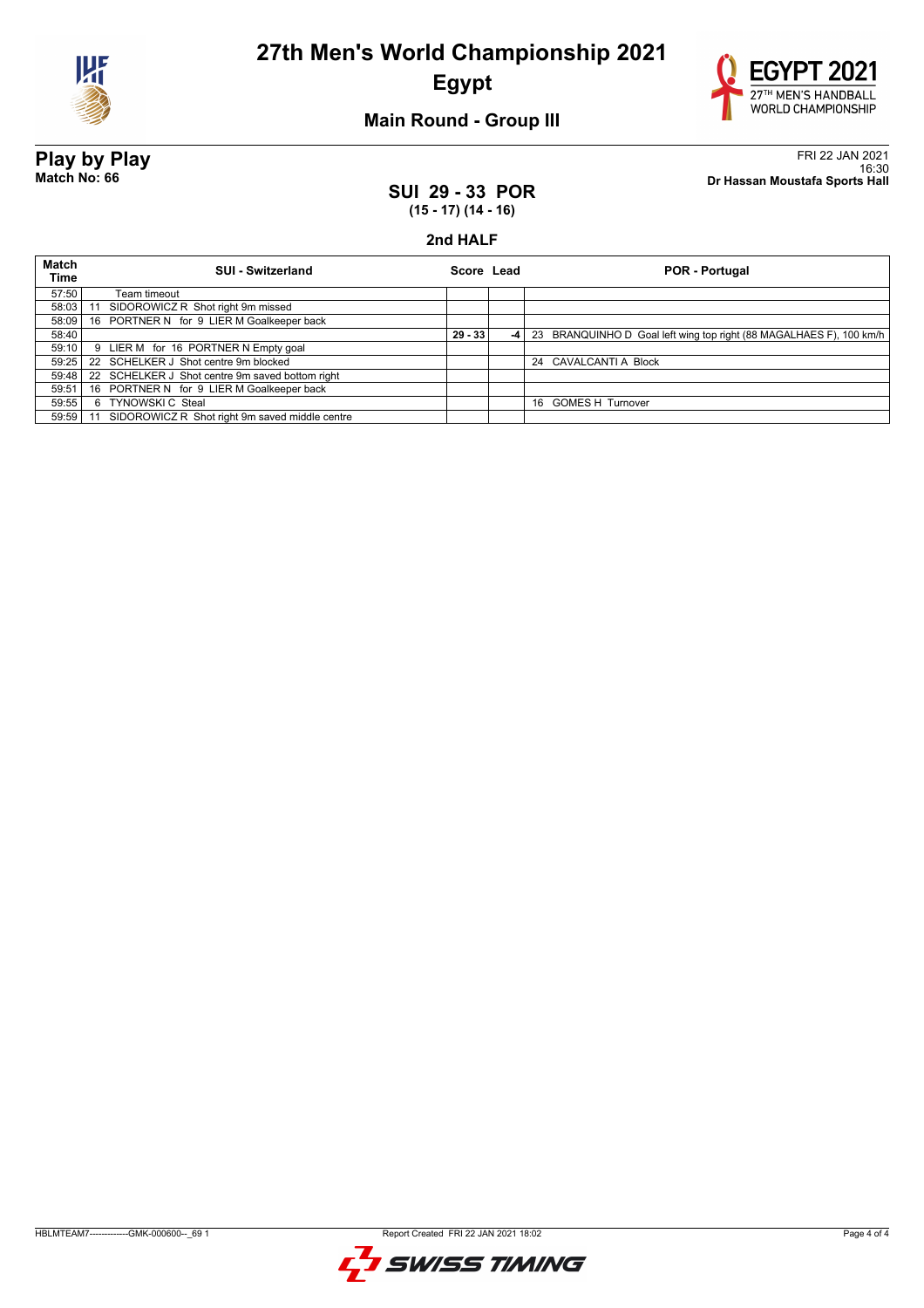# 27th Men's World Championship 2021

**Egypt**

**Main Round - Group III**

## Play by Play

**Match No: 66**

FRI 22 JAN 2021
16:30
**Dr Hassan Moustafa Sports Hall**

### SUI 29 - 33 POR

**(15 - 17) (14 - 16)**

**2nd HALF**

| Match Time | SUI - Switzerland | Score | Lead | POR - Portugal |
|---|---|---|---|---|
| 57:50 | Team timeout | | | |
| 58:03 | 11 SIDOROWICZ R Shot right 9m missed | | | |
| 58:09 | 16 PORTNER N for 9 LIER M Goalkeeper back | | | |
| 58:40 | | 29 - 33 | -4 | 23 BRANQUINHO D Goal left wing top right (88 MAGALHAES F), 100 km/h |
| 59:10 | 9 LIER M for 16 PORTNER N Empty goal | | | |
| 59:25 | 22 SCHELKER J Shot centre 9m blocked | | | 24 CAVALCANTI A Block |
| 59:48 | 22 SCHELKER J Shot centre 9m saved bottom right | | | |
| 59:51 | 16 PORTNER N for 9 LIER M Goalkeeper back | | | |
| 59:55 | 6 TYNOWSKI C Steal | | | 16 GOMES H Turnover |
| 59:59 | 11 SIDOROWICZ R Shot right 9m saved middle centre | | | |

HBLMTEAM7-------------GMK-000600--_69 1 Report Created FRI 22 JAN 2021 18:02